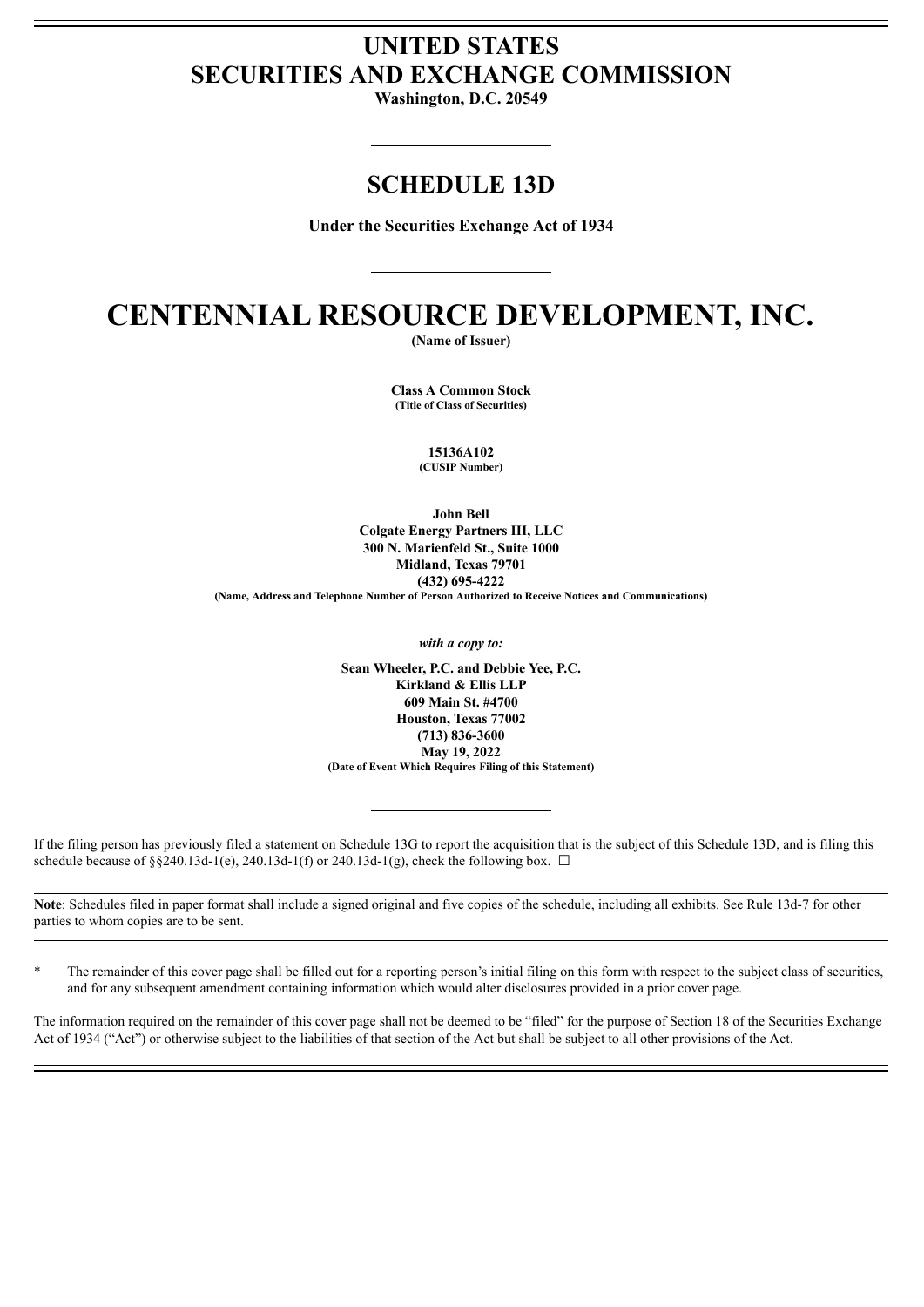# UNITED STATES
# SECURITIES AND EXCHANGE COMMISSION

**Washington, D.C. 20549**

## SCHEDULE 13D

**Under the Securities Exchange Act of 1934**

# CENTENNIAL RESOURCE DEVELOPMENT, INC.

**(Name of Issuer)**

**Class A Common Stock**
**(Title of Class of Securities)**

**15136A102**
**(CUSIP Number)**

**John Bell**
**Colgate Energy Partners III, LLC**
**300 N. Marienfeld St., Suite 1000**
**Midland, Texas 79701**
**(432) 695-4222**
**(Name, Address and Telephone Number of Person Authorized to Receive Notices and Communications)**

***with a copy to:***

**Sean Wheeler, P.C. and Debbie Yee, P.C.**
**Kirkland & Ellis LLP**
**609 Main St. #4700**
**Houston, Texas 77002**
**(713) 836-3600**
**May 19, 2022**
**(Date of Event Which Requires Filing of this Statement)**

If the filing person has previously filed a statement on Schedule 13G to report the acquisition that is the subject of this Schedule 13D, and is filing this schedule because of §§240.13d-1(e), 240.13d-1(f) or 240.13d-1(g), check the following box. ☐

**Note**: Schedules filed in paper format shall include a signed original and five copies of the schedule, including all exhibits. See Rule 13d-7 for other parties to whom copies are to be sent.

\* The remainder of this cover page shall be filled out for a reporting person's initial filing on this form with respect to the subject class of securities, and for any subsequent amendment containing information which would alter disclosures provided in a prior cover page.

The information required on the remainder of this cover page shall not be deemed to be "filed" for the purpose of Section 18 of the Securities Exchange Act of 1934 ("Act") or otherwise subject to the liabilities of that section of the Act but shall be subject to all other provisions of the Act.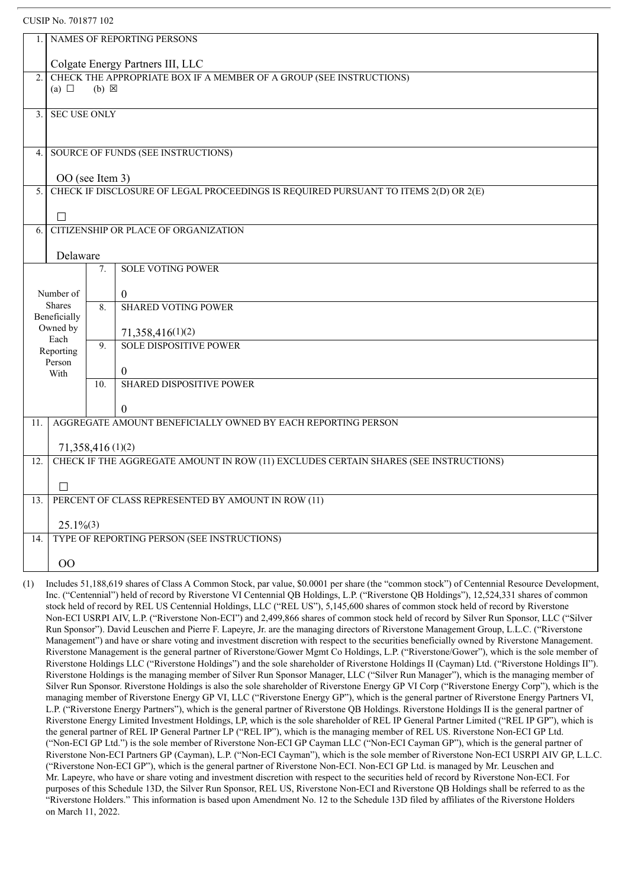CUSIP No. 701877 102

| | | | |
|---|---|---|---|
| 1. | NAMES OF REPORTING PERSONS<br><br>Colgate Energy Partners III, LLC | | |
| 2. | CHECK THE APPROPRIATE BOX IF A MEMBER OF A GROUP (SEE INSTRUCTIONS)<br>(a) ☐ (b) ☒ | | |
| 3. | SEC USE ONLY | | |
| 4. | SOURCE OF FUNDS (SEE INSTRUCTIONS)<br><br>OO (see Item 3) | | |
| 5. | CHECK IF DISCLOSURE OF LEGAL PROCEEDINGS IS REQUIRED PURSUANT TO ITEMS 2(D) OR 2(E)<br><br>☐ | | |
| 6. | CITIZENSHIP OR PLACE OF ORGANIZATION<br><br>Delaware | | |
| Number of Shares Beneficially Owned by Each Reporting Person With | | 7. | SOLE VOTING POWER<br><br>0 |
| | | 8. | SHARED VOTING POWER<br><br>71,358,416(1)(2) |
| | | 9. | SOLE DISPOSITIVE POWER<br><br>0 |
| | | 10. | SHARED DISPOSITIVE POWER<br><br>0 |
| 11. | AGGREGATE AMOUNT BENEFICIALLY OWNED BY EACH REPORTING PERSON<br><br>71,358,416 (1)(2) | | |
| 12. | CHECK IF THE AGGREGATE AMOUNT IN ROW (11) EXCLUDES CERTAIN SHARES (SEE INSTRUCTIONS)<br><br>☐ | | |
| 13. | PERCENT OF CLASS REPRESENTED BY AMOUNT IN ROW (11)<br><br>25.1%(3) | | |
| 14. | TYPE OF REPORTING PERSON (SEE INSTRUCTIONS)<br><br>OO | | |

(1) Includes 51,188,619 shares of Class A Common Stock, par value, $0.0001 per share (the "common stock") of Centennial Resource Development, Inc. ("Centennial") held of record by Riverstone VI Centennial QB Holdings, L.P. ("Riverstone QB Holdings"), 12,524,331 shares of common stock held of record by REL US Centennial Holdings, LLC ("REL US"), 5,145,600 shares of common stock held of record by Riverstone Non-ECI USRPI AIV, L.P. ("Riverstone Non-ECI") and 2,499,866 shares of common stock held of record by Silver Run Sponsor, LLC ("Silver Run Sponsor"). David Leuschen and Pierre F. Lapeyre, Jr. are the managing directors of Riverstone Management Group, L.L.C. ("Riverstone Management") and have or share voting and investment discretion with respect to the securities beneficially owned by Riverstone Management. Riverstone Management is the general partner of Riverstone/Gower Mgmt Co Holdings, L.P. ("Riverstone/Gower"), which is the sole member of Riverstone Holdings LLC ("Riverstone Holdings") and the sole shareholder of Riverstone Holdings II (Cayman) Ltd. ("Riverstone Holdings II"). Riverstone Holdings is the managing member of Silver Run Sponsor Manager, LLC ("Silver Run Manager"), which is the managing member of Silver Run Sponsor. Riverstone Holdings is also the sole shareholder of Riverstone Energy GP VI Corp ("Riverstone Energy Corp"), which is the managing member of Riverstone Energy GP VI, LLC ("Riverstone Energy GP"), which is the general partner of Riverstone Energy Partners VI, L.P. ("Riverstone Energy Partners"), which is the general partner of Riverstone QB Holdings. Riverstone Holdings II is the general partner of Riverstone Energy Limited Investment Holdings, LP, which is the sole shareholder of REL IP General Partner Limited ("REL IP GP"), which is the general partner of REL IP General Partner LP ("REL IP"), which is the managing member of REL US. Riverstone Non-ECI GP Ltd. ("Non-ECI GP Ltd.") is the sole member of Riverstone Non-ECI GP Cayman LLC ("Non-ECI Cayman GP"), which is the general partner of Riverstone Non-ECI Partners GP (Cayman), L.P. ("Non-ECI Cayman"), which is the sole member of Riverstone Non-ECI USRPI AIV GP, L.L.C. ("Riverstone Non-ECI GP"), which is the general partner of Riverstone Non-ECI. Non-ECI GP Ltd. is managed by Mr. Leuschen and Mr. Lapeyre, who have or share voting and investment discretion with respect to the securities held of record by Riverstone Non-ECI. For purposes of this Schedule 13D, the Silver Run Sponsor, REL US, Riverstone Non-ECI and Riverstone QB Holdings shall be referred to as the "Riverstone Holders." This information is based upon Amendment No. 12 to the Schedule 13D filed by affiliates of the Riverstone Holders on March 11, 2022.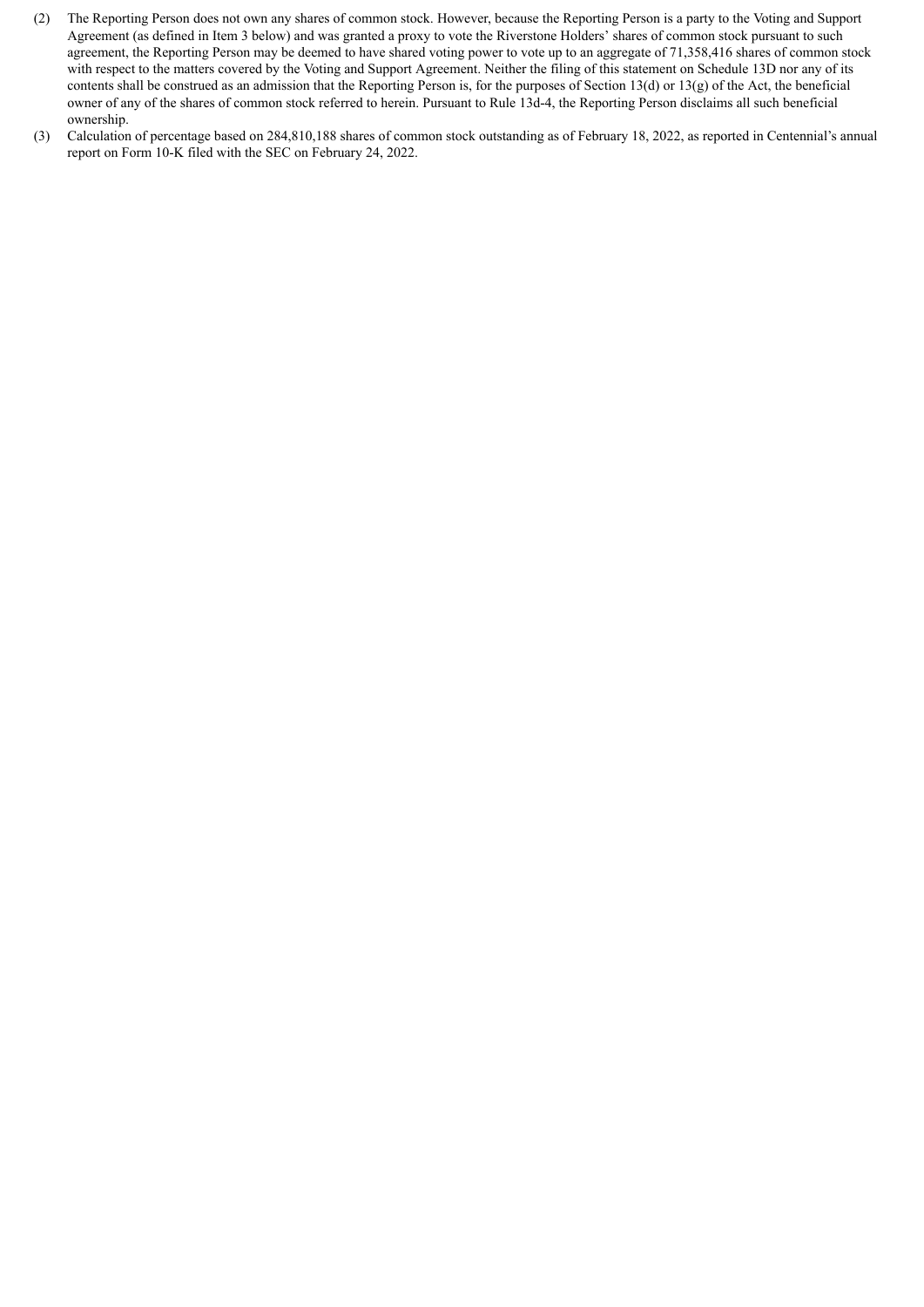(2) The Reporting Person does not own any shares of common stock. However, because the Reporting Person is a party to the Voting and Support Agreement (as defined in Item 3 below) and was granted a proxy to vote the Riverstone Holders' shares of common stock pursuant to such agreement, the Reporting Person may be deemed to have shared voting power to vote up to an aggregate of 71,358,416 shares of common stock with respect to the matters covered by the Voting and Support Agreement. Neither the filing of this statement on Schedule 13D nor any of its contents shall be construed as an admission that the Reporting Person is, for the purposes of Section 13(d) or 13(g) of the Act, the beneficial owner of any of the shares of common stock referred to herein. Pursuant to Rule 13d-4, the Reporting Person disclaims all such beneficial ownership.

(3) Calculation of percentage based on 284,810,188 shares of common stock outstanding as of February 18, 2022, as reported in Centennial's annual report on Form 10-K filed with the SEC on February 24, 2022.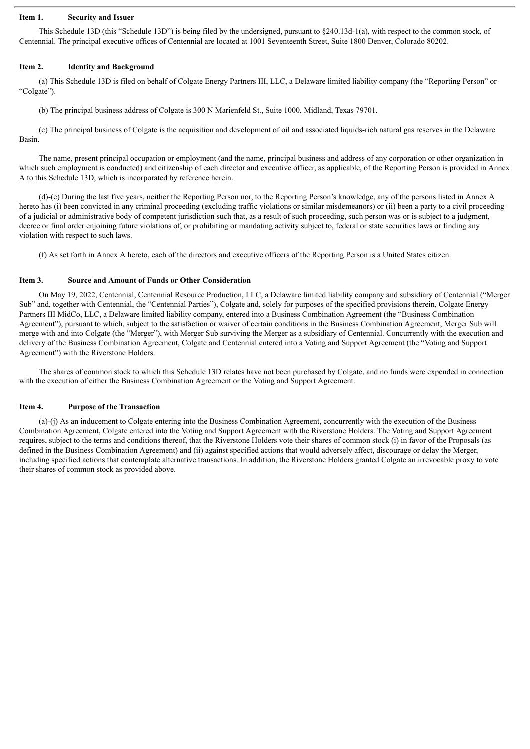**Item 1. Security and Issuer**

This Schedule 13D (this "Schedule 13D") is being filed by the undersigned, pursuant to §240.13d-1(a), with respect to the common stock, of Centennial. The principal executive offices of Centennial are located at 1001 Seventeenth Street, Suite 1800 Denver, Colorado 80202.

**Item 2. Identity and Background**

(a) This Schedule 13D is filed on behalf of Colgate Energy Partners III, LLC, a Delaware limited liability company (the "Reporting Person" or "Colgate").

(b) The principal business address of Colgate is 300 N Marienfeld St., Suite 1000, Midland, Texas 79701.

(c) The principal business of Colgate is the acquisition and development of oil and associated liquids-rich natural gas reserves in the Delaware Basin.

The name, present principal occupation or employment (and the name, principal business and address of any corporation or other organization in which such employment is conducted) and citizenship of each director and executive officer, as applicable, of the Reporting Person is provided in Annex A to this Schedule 13D, which is incorporated by reference herein.

(d)-(e) During the last five years, neither the Reporting Person nor, to the Reporting Person's knowledge, any of the persons listed in Annex A hereto has (i) been convicted in any criminal proceeding (excluding traffic violations or similar misdemeanors) or (ii) been a party to a civil proceeding of a judicial or administrative body of competent jurisdiction such that, as a result of such proceeding, such person was or is subject to a judgment, decree or final order enjoining future violations of, or prohibiting or mandating activity subject to, federal or state securities laws or finding any violation with respect to such laws.

(f) As set forth in Annex A hereto, each of the directors and executive officers of the Reporting Person is a United States citizen.

**Item 3. Source and Amount of Funds or Other Consideration**

On May 19, 2022, Centennial, Centennial Resource Production, LLC, a Delaware limited liability company and subsidiary of Centennial ("Merger Sub" and, together with Centennial, the "Centennial Parties"), Colgate and, solely for purposes of the specified provisions therein, Colgate Energy Partners III MidCo, LLC, a Delaware limited liability company, entered into a Business Combination Agreement (the "Business Combination Agreement"), pursuant to which, subject to the satisfaction or waiver of certain conditions in the Business Combination Agreement, Merger Sub will merge with and into Colgate (the "Merger"), with Merger Sub surviving the Merger as a subsidiary of Centennial. Concurrently with the execution and delivery of the Business Combination Agreement, Colgate and Centennial entered into a Voting and Support Agreement (the "Voting and Support Agreement") with the Riverstone Holders.

The shares of common stock to which this Schedule 13D relates have not been purchased by Colgate, and no funds were expended in connection with the execution of either the Business Combination Agreement or the Voting and Support Agreement.

**Item 4. Purpose of the Transaction**

(a)-(j) As an inducement to Colgate entering into the Business Combination Agreement, concurrently with the execution of the Business Combination Agreement, Colgate entered into the Voting and Support Agreement with the Riverstone Holders. The Voting and Support Agreement requires, subject to the terms and conditions thereof, that the Riverstone Holders vote their shares of common stock (i) in favor of the Proposals (as defined in the Business Combination Agreement) and (ii) against specified actions that would adversely affect, discourage or delay the Merger, including specified actions that contemplate alternative transactions. In addition, the Riverstone Holders granted Colgate an irrevocable proxy to vote their shares of common stock as provided above.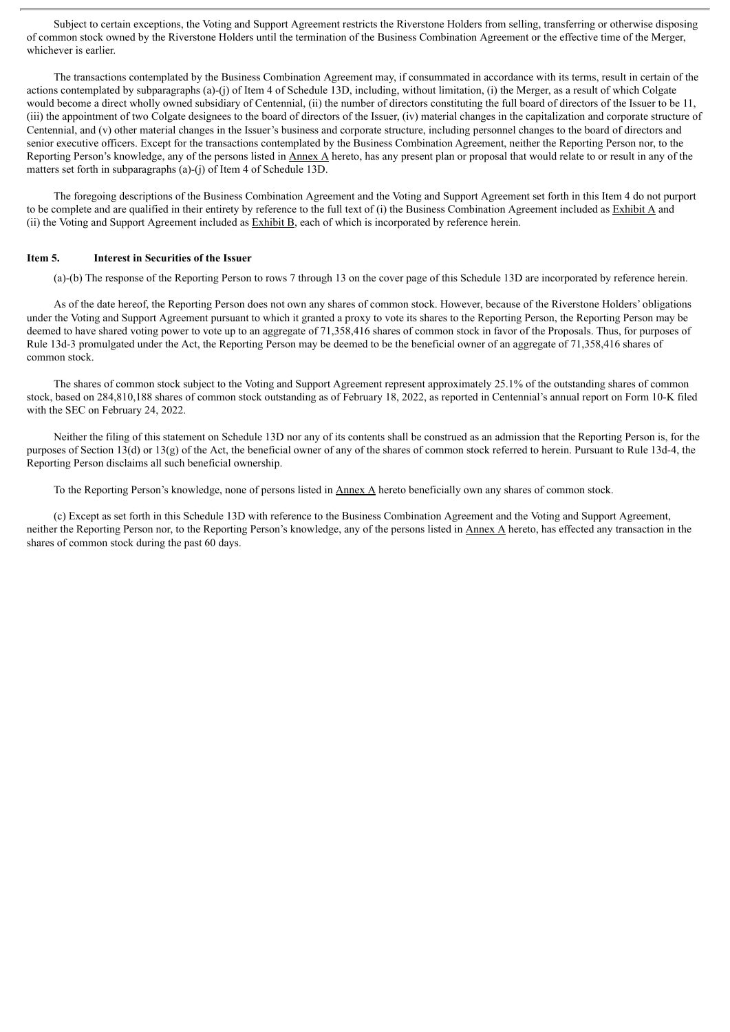Subject to certain exceptions, the Voting and Support Agreement restricts the Riverstone Holders from selling, transferring or otherwise disposing of common stock owned by the Riverstone Holders until the termination of the Business Combination Agreement or the effective time of the Merger, whichever is earlier.

The transactions contemplated by the Business Combination Agreement may, if consummated in accordance with its terms, result in certain of the actions contemplated by subparagraphs (a)-(j) of Item 4 of Schedule 13D, including, without limitation, (i) the Merger, as a result of which Colgate would become a direct wholly owned subsidiary of Centennial, (ii) the number of directors constituting the full board of directors of the Issuer to be 11, (iii) the appointment of two Colgate designees to the board of directors of the Issuer, (iv) material changes in the capitalization and corporate structure of Centennial, and (v) other material changes in the Issuer's business and corporate structure, including personnel changes to the board of directors and senior executive officers. Except for the transactions contemplated by the Business Combination Agreement, neither the Reporting Person nor, to the Reporting Person's knowledge, any of the persons listed in Annex A hereto, has any present plan or proposal that would relate to or result in any of the matters set forth in subparagraphs (a)-(j) of Item 4 of Schedule 13D.

The foregoing descriptions of the Business Combination Agreement and the Voting and Support Agreement set forth in this Item 4 do not purport to be complete and are qualified in their entirety by reference to the full text of (i) the Business Combination Agreement included as Exhibit A and (ii) the Voting and Support Agreement included as Exhibit B, each of which is incorporated by reference herein.

**Item 5. Interest in Securities of the Issuer**

(a)-(b) The response of the Reporting Person to rows 7 through 13 on the cover page of this Schedule 13D are incorporated by reference herein.

As of the date hereof, the Reporting Person does not own any shares of common stock. However, because of the Riverstone Holders' obligations under the Voting and Support Agreement pursuant to which it granted a proxy to vote its shares to the Reporting Person, the Reporting Person may be deemed to have shared voting power to vote up to an aggregate of 71,358,416 shares of common stock in favor of the Proposals. Thus, for purposes of Rule 13d-3 promulgated under the Act, the Reporting Person may be deemed to be the beneficial owner of an aggregate of 71,358,416 shares of common stock.

The shares of common stock subject to the Voting and Support Agreement represent approximately 25.1% of the outstanding shares of common stock, based on 284,810,188 shares of common stock outstanding as of February 18, 2022, as reported in Centennial's annual report on Form 10-K filed with the SEC on February 24, 2022.

Neither the filing of this statement on Schedule 13D nor any of its contents shall be construed as an admission that the Reporting Person is, for the purposes of Section 13(d) or 13(g) of the Act, the beneficial owner of any of the shares of common stock referred to herein. Pursuant to Rule 13d-4, the Reporting Person disclaims all such beneficial ownership.

To the Reporting Person's knowledge, none of persons listed in Annex A hereto beneficially own any shares of common stock.

(c) Except as set forth in this Schedule 13D with reference to the Business Combination Agreement and the Voting and Support Agreement, neither the Reporting Person nor, to the Reporting Person's knowledge, any of the persons listed in Annex A hereto, has effected any transaction in the shares of common stock during the past 60 days.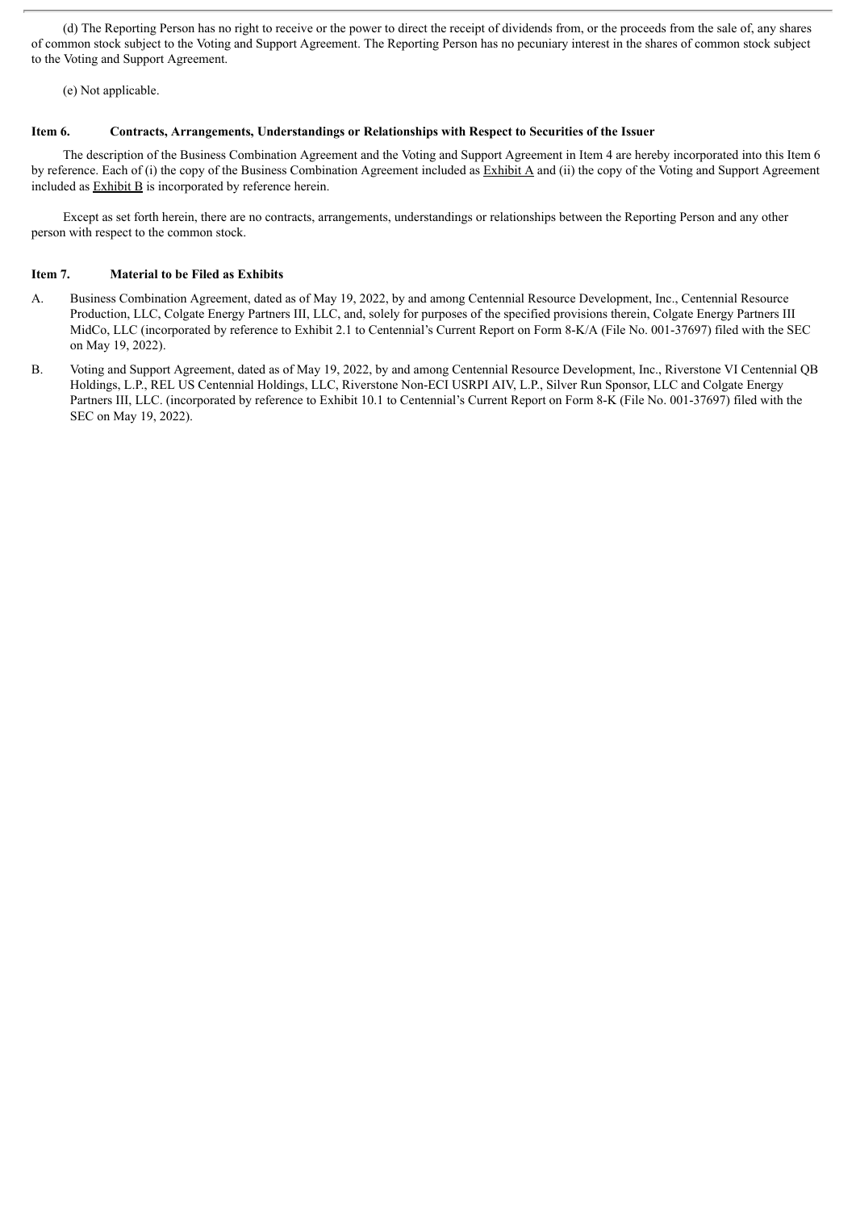(d) The Reporting Person has no right to receive or the power to direct the receipt of dividends from, or the proceeds from the sale of, any shares of common stock subject to the Voting and Support Agreement. The Reporting Person has no pecuniary interest in the shares of common stock subject to the Voting and Support Agreement.

(e) Not applicable.

### Item 6. Contracts, Arrangements, Understandings or Relationships with Respect to Securities of the Issuer

The description of the Business Combination Agreement and the Voting and Support Agreement in Item 4 are hereby incorporated into this Item 6 by reference. Each of (i) the copy of the Business Combination Agreement included as Exhibit A and (ii) the copy of the Voting and Support Agreement included as Exhibit B is incorporated by reference herein.

Except as set forth herein, there are no contracts, arrangements, understandings or relationships between the Reporting Person and any other person with respect to the common stock.

### Item 7. Material to be Filed as Exhibits

A. Business Combination Agreement, dated as of May 19, 2022, by and among Centennial Resource Development, Inc., Centennial Resource Production, LLC, Colgate Energy Partners III, LLC, and, solely for purposes of the specified provisions therein, Colgate Energy Partners III MidCo, LLC (incorporated by reference to Exhibit 2.1 to Centennial's Current Report on Form 8-K/A (File No. 001-37697) filed with the SEC on May 19, 2022).

B. Voting and Support Agreement, dated as of May 19, 2022, by and among Centennial Resource Development, Inc., Riverstone VI Centennial QB Holdings, L.P., REL US Centennial Holdings, LLC, Riverstone Non-ECI USRPI AIV, L.P., Silver Run Sponsor, LLC and Colgate Energy Partners III, LLC. (incorporated by reference to Exhibit 10.1 to Centennial's Current Report on Form 8-K (File No. 001-37697) filed with the SEC on May 19, 2022).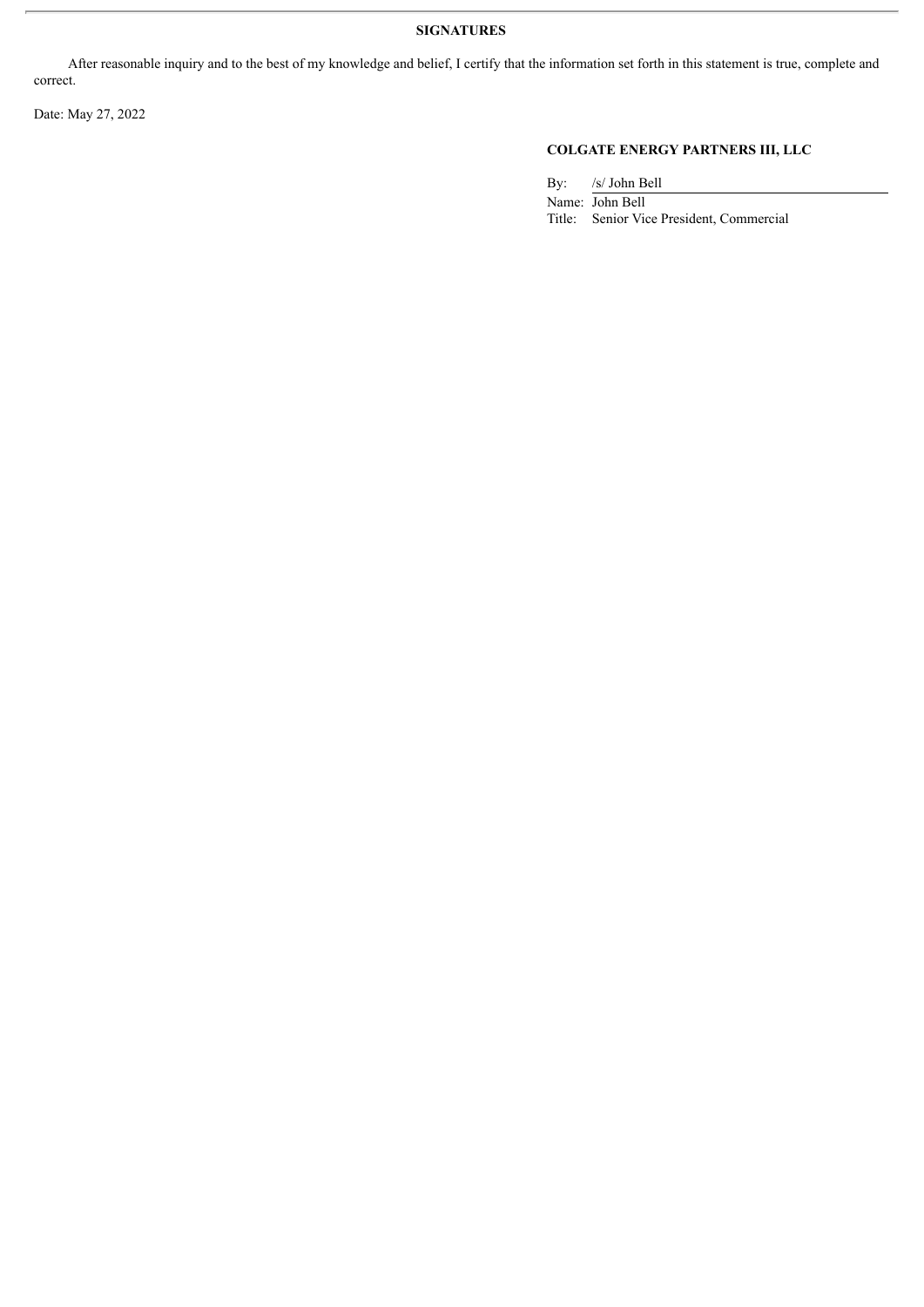**SIGNATURES**

After reasonable inquiry and to the best of my knowledge and belief, I certify that the information set forth in this statement is true, complete and correct.

Date: May 27, 2022

**COLGATE ENERGY PARTNERS III, LLC**

By: /s/ John Bell

Name: John Bell

Title: Senior Vice President, Commercial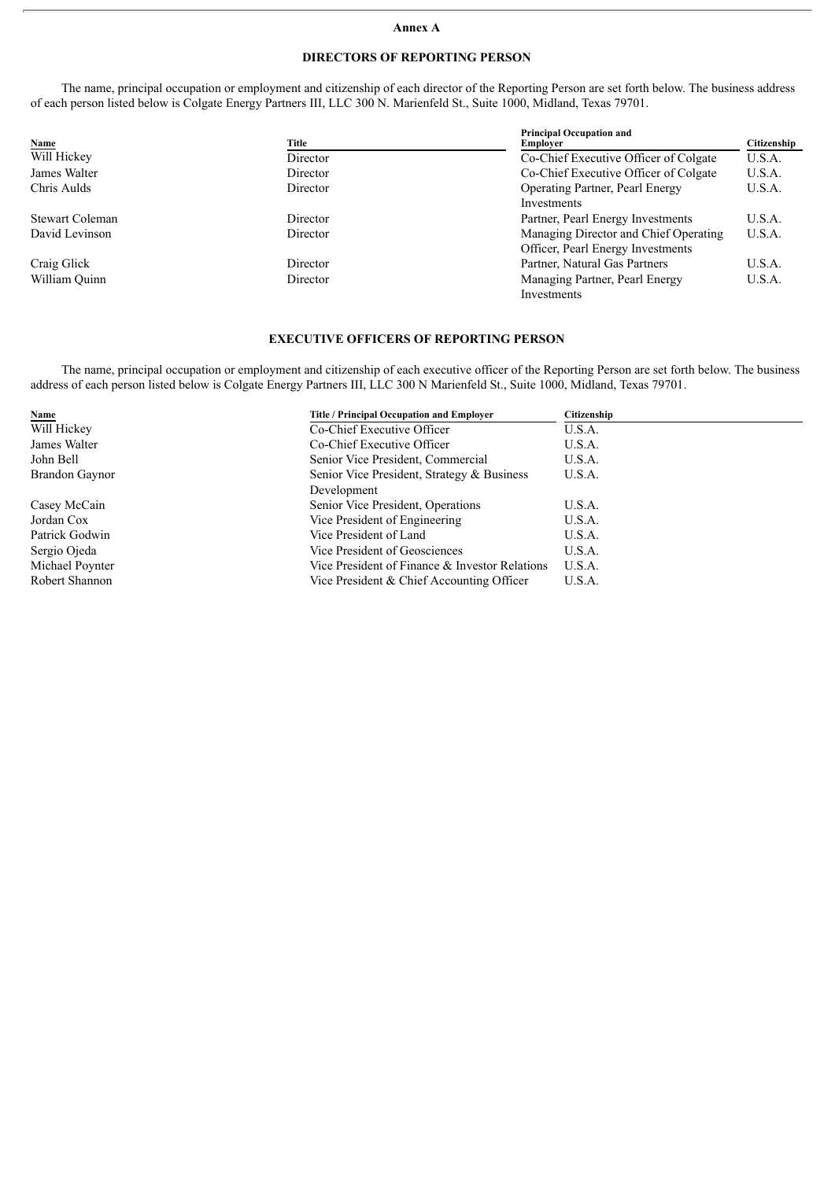**Annex A**

## DIRECTORS OF REPORTING PERSON

The name, principal occupation or employment and citizenship of each director of the Reporting Person are set forth below. The business address of each person listed below is Colgate Energy Partners III, LLC 300 N. Marienfeld St., Suite 1000, Midland, Texas 79701.

| Name | Title | Principal Occupation and Employer | Citizenship |
|---|---|---|---|
| Will Hickey | Director | Co-Chief Executive Officer of Colgate | U.S.A. |
| James Walter | Director | Co-Chief Executive Officer of Colgate | U.S.A. |
| Chris Aulds | Director | Operating Partner, Pearl Energy Investments | U.S.A. |
| Stewart Coleman | Director | Partner, Pearl Energy Investments | U.S.A. |
| David Levinson | Director | Managing Director and Chief Operating Officer, Pearl Energy Investments | U.S.A. |
| Craig Glick | Director | Partner, Natural Gas Partners | U.S.A. |
| William Quinn | Director | Managing Partner, Pearl Energy Investments | U.S.A. |

## EXECUTIVE OFFICERS OF REPORTING PERSON

The name, principal occupation or employment and citizenship of each executive officer of the Reporting Person are set forth below. The business address of each person listed below is Colgate Energy Partners III, LLC 300 N Marienfeld St., Suite 1000, Midland, Texas 79701.

| Name | Title / Principal Occupation and Employer | Citizenship |
|---|---|---|
| Will Hickey | Co-Chief Executive Officer | U.S.A. |
| James Walter | Co-Chief Executive Officer | U.S.A. |
| John Bell | Senior Vice President, Commercial | U.S.A. |
| Brandon Gaynor | Senior Vice President, Strategy & Business Development | U.S.A. |
| Casey McCain | Senior Vice President, Operations | U.S.A. |
| Jordan Cox | Vice President of Engineering | U.S.A. |
| Patrick Godwin | Vice President of Land | U.S.A. |
| Sergio Ojeda | Vice President of Geosciences | U.S.A. |
| Michael Poynter | Vice President of Finance & Investor Relations | U.S.A. |
| Robert Shannon | Vice President & Chief Accounting Officer | U.S.A. |